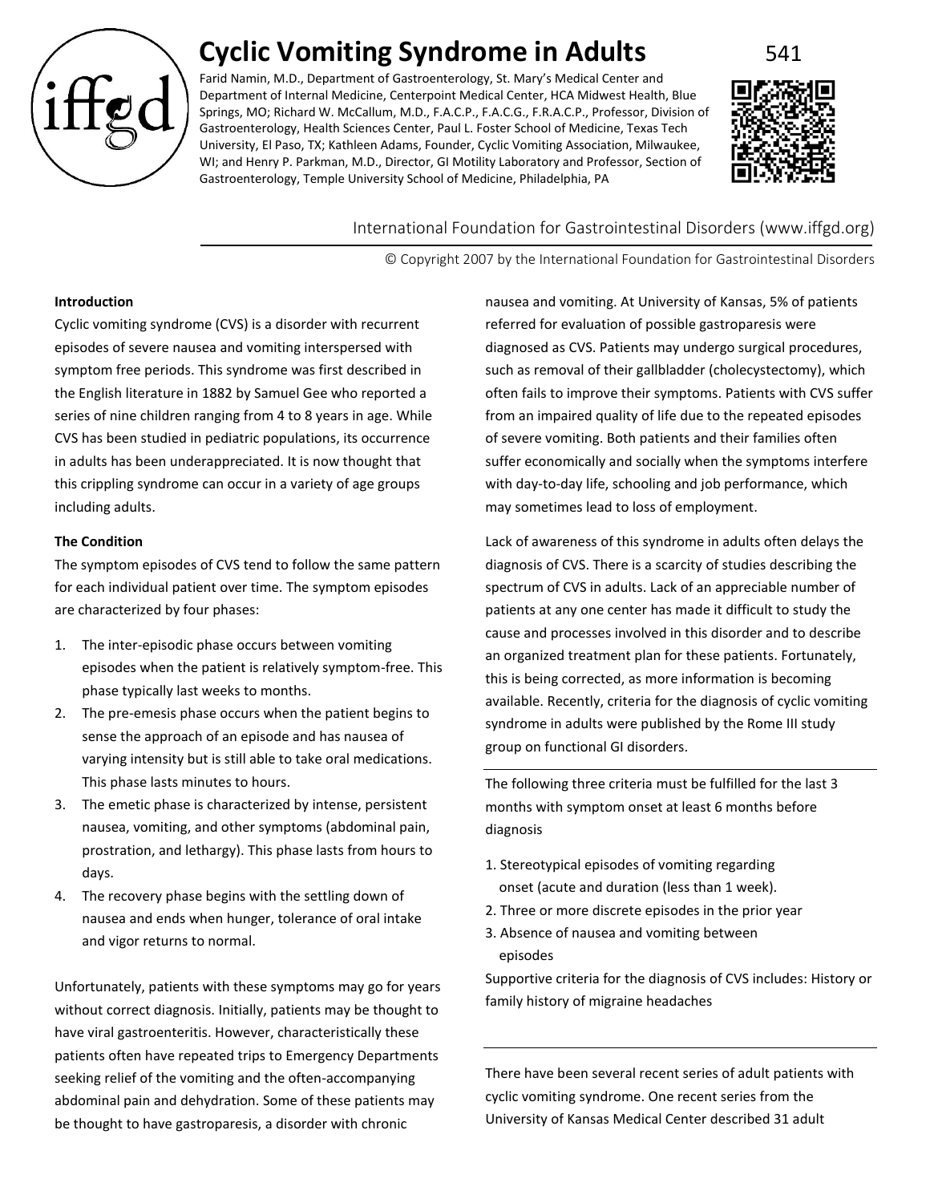# Cyclic Vomiting Syndrome in Adults

Farid Namin, M.D., Department of Gastroenterology, St. Mary's Medical Center and Department of Internal Medicine, Centerpoint Medical Center, HCA Midwest Health, Blue Springs, MO; Richard W. McCallum, M.D., F.A.C.P., F.A.C.G., F.R.A.C.P., Professor, Division of Gastroenterology, Health Sciences Center, Paul L. Foster School of Medicine, Texas Tech University, El Paso, TX; Kathleen Adams, Founder, Cyclic Vomiting Association, Milwaukee, WI; and Henry P. Parkman, M.D., Director, GI Motility Laboratory and Professor, Section of Gastroenterology, Temple University School of Medicine, Philadelphia, PA

International Foundation for Gastrointestinal Disorders (www.iffgd.org)

© Copyright 2007 by the International Foundation for Gastrointestinal Disorders

**Introduction**

Cyclic vomiting syndrome (CVS) is a disorder with recurrent episodes of severe nausea and vomiting interspersed with symptom free periods. This syndrome was first described in the English literature in 1882 by Samuel Gee who reported a series of nine children ranging from 4 to 8 years in age. While CVS has been studied in pediatric populations, its occurrence in adults has been underappreciated. It is now thought that this crippling syndrome can occur in a variety of age groups including adults.

**The Condition**

The symptom episodes of CVS tend to follow the same pattern for each individual patient over time. The symptom episodes are characterized by four phases:

1. The inter-episodic phase occurs between vomiting episodes when the patient is relatively symptom-free. This phase typically last weeks to months.
2. The pre-emesis phase occurs when the patient begins to sense the approach of an episode and has nausea of varying intensity but is still able to take oral medications. This phase lasts minutes to hours.
3. The emetic phase is characterized by intense, persistent nausea, vomiting, and other symptoms (abdominal pain, prostration, and lethargy). This phase lasts from hours to days.
4. The recovery phase begins with the settling down of nausea and ends when hunger, tolerance of oral intake and vigor returns to normal.

Unfortunately, patients with these symptoms may go for years without correct diagnosis. Initially, patients may be thought to have viral gastroenteritis. However, characteristically these patients often have repeated trips to Emergency Departments seeking relief of the vomiting and the often-accompanying abdominal pain and dehydration. Some of these patients may be thought to have gastroparesis, a disorder with chronic nausea and vomiting. At University of Kansas, 5% of patients referred for evaluation of possible gastroparesis were diagnosed as CVS. Patients may undergo surgical procedures, such as removal of their gallbladder (cholecystectomy), which often fails to improve their symptoms. Patients with CVS suffer from an impaired quality of life due to the repeated episodes of severe vomiting. Both patients and their families often suffer economically and socially when the symptoms interfere with day-to-day life, schooling and job performance, which may sometimes lead to loss of employment.

Lack of awareness of this syndrome in adults often delays the diagnosis of CVS. There is a scarcity of studies describing the spectrum of CVS in adults. Lack of an appreciable number of patients at any one center has made it difficult to study the cause and processes involved in this disorder and to describe an organized treatment plan for these patients. Fortunately, this is being corrected, as more information is becoming available. Recently, criteria for the diagnosis of cyclic vomiting syndrome in adults were published by the Rome III study group on functional GI disorders.

---

The following three criteria must be fulfilled for the last 3 months with symptom onset at least 6 months before diagnosis

1. Stereotypical episodes of vomiting regarding onset (acute and duration (less than 1 week).
2. Three or more discrete episodes in the prior year
3. Absence of nausea and vomiting between episodes

Supportive criteria for the diagnosis of CVS includes: History or family history of migraine headaches

---

There have been several recent series of adult patients with cyclic vomiting syndrome. One recent series from the University of Kansas Medical Center described 31 adult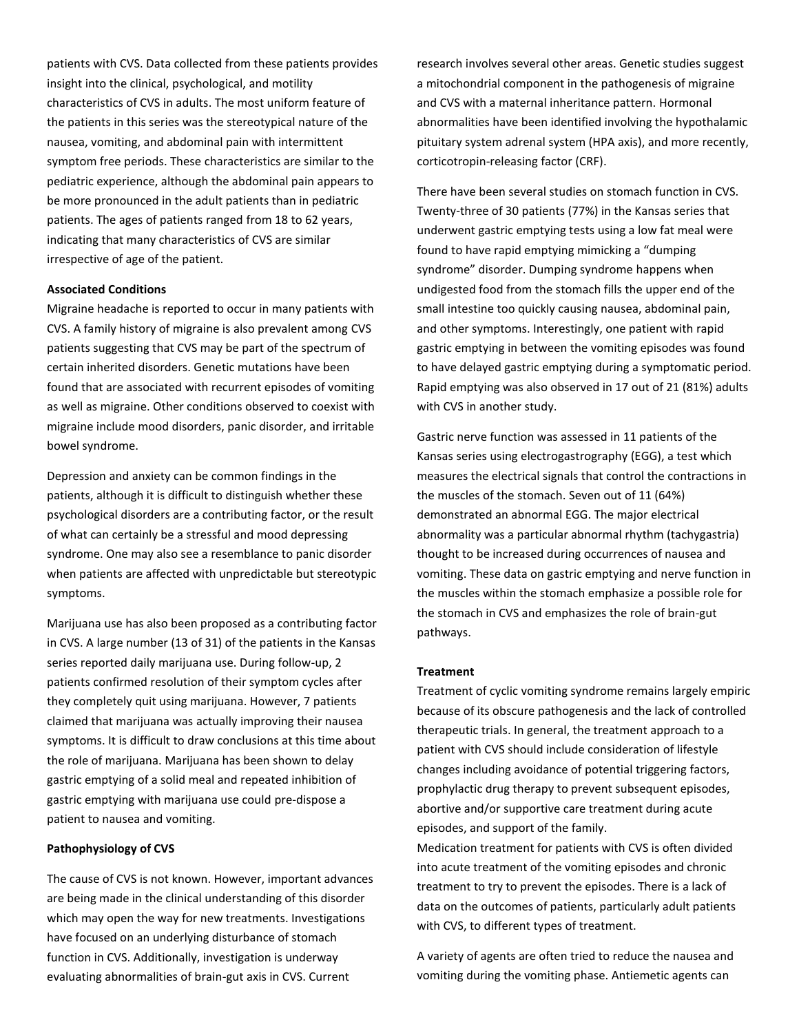patients with CVS. Data collected from these patients provides insight into the clinical, psychological, and motility characteristics of CVS in adults. The most uniform feature of the patients in this series was the stereotypical nature of the nausea, vomiting, and abdominal pain with intermittent symptom free periods. These characteristics are similar to the pediatric experience, although the abdominal pain appears to be more pronounced in the adult patients than in pediatric patients. The ages of patients ranged from 18 to 62 years, indicating that many characteristics of CVS are similar irrespective of age of the patient.

**Associated Conditions**

Migraine headache is reported to occur in many patients with CVS. A family history of migraine is also prevalent among CVS patients suggesting that CVS may be part of the spectrum of certain inherited disorders. Genetic mutations have been found that are associated with recurrent episodes of vomiting as well as migraine. Other conditions observed to coexist with migraine include mood disorders, panic disorder, and irritable bowel syndrome.

Depression and anxiety can be common findings in the patients, although it is difficult to distinguish whether these psychological disorders are a contributing factor, or the result of what can certainly be a stressful and mood depressing syndrome. One may also see a resemblance to panic disorder when patients are affected with unpredictable but stereotypic symptoms.

Marijuana use has also been proposed as a contributing factor in CVS. A large number (13 of 31) of the patients in the Kansas series reported daily marijuana use. During follow-up, 2 patients confirmed resolution of their symptom cycles after they completely quit using marijuana. However, 7 patients claimed that marijuana was actually improving their nausea symptoms. It is difficult to draw conclusions at this time about the role of marijuana. Marijuana has been shown to delay gastric emptying of a solid meal and repeated inhibition of gastric emptying with marijuana use could pre-dispose a patient to nausea and vomiting.

**Pathophysiology of CVS**

The cause of CVS is not known. However, important advances are being made in the clinical understanding of this disorder which may open the way for new treatments. Investigations have focused on an underlying disturbance of stomach function in CVS. Additionally, investigation is underway evaluating abnormalities of brain-gut axis in CVS. Current research involves several other areas. Genetic studies suggest a mitochondrial component in the pathogenesis of migraine and CVS with a maternal inheritance pattern. Hormonal abnormalities have been identified involving the hypothalamic pituitary system adrenal system (HPA axis), and more recently, corticotropin-releasing factor (CRF).

There have been several studies on stomach function in CVS. Twenty-three of 30 patients (77%) in the Kansas series that underwent gastric emptying tests using a low fat meal were found to have rapid emptying mimicking a "dumping syndrome" disorder. Dumping syndrome happens when undigested food from the stomach fills the upper end of the small intestine too quickly causing nausea, abdominal pain, and other symptoms. Interestingly, one patient with rapid gastric emptying in between the vomiting episodes was found to have delayed gastric emptying during a symptomatic period. Rapid emptying was also observed in 17 out of 21 (81%) adults with CVS in another study.

Gastric nerve function was assessed in 11 patients of the Kansas series using electrogastrography (EGG), a test which measures the electrical signals that control the contractions in the muscles of the stomach. Seven out of 11 (64%) demonstrated an abnormal EGG. The major electrical abnormality was a particular abnormal rhythm (tachygastria) thought to be increased during occurrences of nausea and vomiting. These data on gastric emptying and nerve function in the muscles within the stomach emphasize a possible role for the stomach in CVS and emphasizes the role of brain-gut pathways.

**Treatment**

Treatment of cyclic vomiting syndrome remains largely empiric because of its obscure pathogenesis and the lack of controlled therapeutic trials. In general, the treatment approach to a patient with CVS should include consideration of lifestyle changes including avoidance of potential triggering factors, prophylactic drug therapy to prevent subsequent episodes, abortive and/or supportive care treatment during acute episodes, and support of the family.

Medication treatment for patients with CVS is often divided into acute treatment of the vomiting episodes and chronic treatment to try to prevent the episodes. There is a lack of data on the outcomes of patients, particularly adult patients with CVS, to different types of treatment.

A variety of agents are often tried to reduce the nausea and vomiting during the vomiting phase. Antiemetic agents can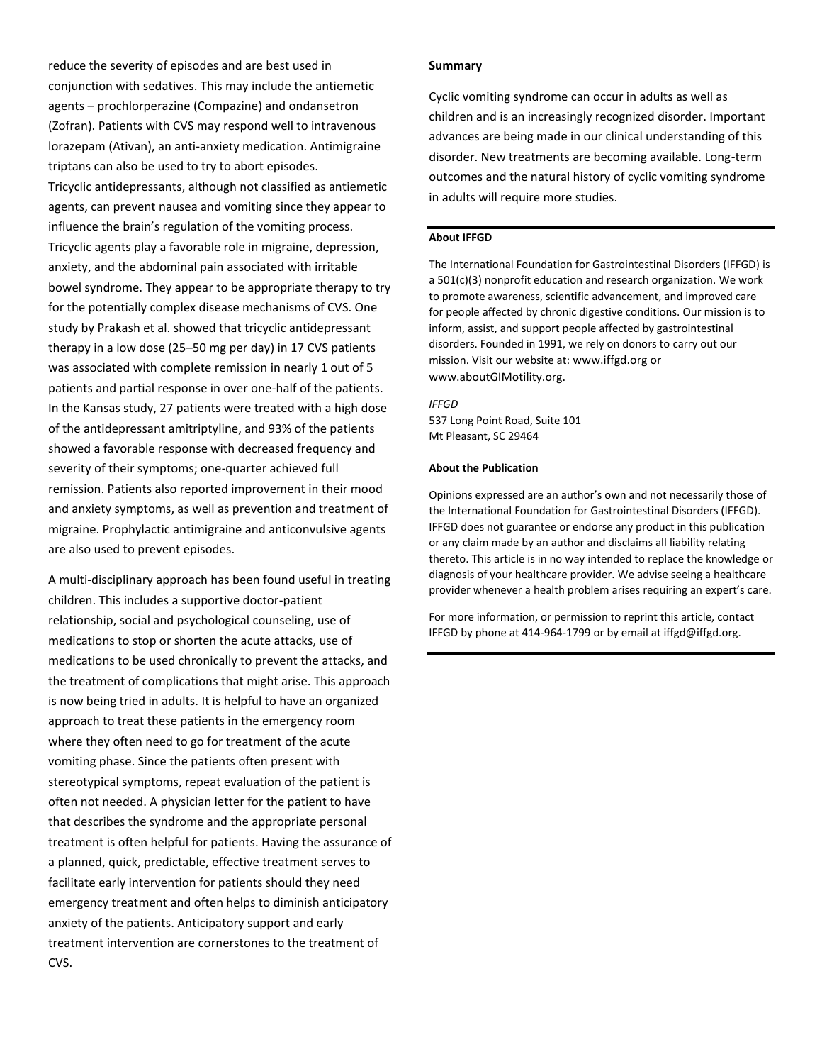reduce the severity of episodes and are best used in conjunction with sedatives. This may include the antiemetic agents – prochlorperazine (Compazine) and ondansetron (Zofran). Patients with CVS may respond well to intravenous lorazepam (Ativan), an anti-anxiety medication. Antimigraine triptans can also be used to try to abort episodes.

Tricyclic antidepressants, although not classified as antiemetic agents, can prevent nausea and vomiting since they appear to influence the brain's regulation of the vomiting process. Tricyclic agents play a favorable role in migraine, depression, anxiety, and the abdominal pain associated with irritable bowel syndrome. They appear to be appropriate therapy to try for the potentially complex disease mechanisms of CVS. One study by Prakash et al. showed that tricyclic antidepressant therapy in a low dose (25–50 mg per day) in 17 CVS patients was associated with complete remission in nearly 1 out of 5 patients and partial response in over one-half of the patients. In the Kansas study, 27 patients were treated with a high dose of the antidepressant amitriptyline, and 93% of the patients showed a favorable response with decreased frequency and severity of their symptoms; one-quarter achieved full remission. Patients also reported improvement in their mood and anxiety symptoms, as well as prevention and treatment of migraine. Prophylactic antimigraine and anticonvulsive agents are also used to prevent episodes.

A multi-disciplinary approach has been found useful in treating children. This includes a supportive doctor-patient relationship, social and psychological counseling, use of medications to stop or shorten the acute attacks, use of medications to be used chronically to prevent the attacks, and the treatment of complications that might arise. This approach is now being tried in adults. It is helpful to have an organized approach to treat these patients in the emergency room where they often need to go for treatment of the acute vomiting phase. Since the patients often present with stereotypical symptoms, repeat evaluation of the patient is often not needed. A physician letter for the patient to have that describes the syndrome and the appropriate personal treatment is often helpful for patients. Having the assurance of a planned, quick, predictable, effective treatment serves to facilitate early intervention for patients should they need emergency treatment and often helps to diminish anticipatory anxiety of the patients. Anticipatory support and early treatment intervention are cornerstones to the treatment of CVS.

**Summary**

Cyclic vomiting syndrome can occur in adults as well as children and is an increasingly recognized disorder. Important advances are being made in our clinical understanding of this disorder. New treatments are becoming available. Long-term outcomes and the natural history of cyclic vomiting syndrome in adults will require more studies.

---

**About IFFGD**

The International Foundation for Gastrointestinal Disorders (IFFGD) is a 501(c)(3) nonprofit education and research organization. We work to promote awareness, scientific advancement, and improved care for people affected by chronic digestive conditions. Our mission is to inform, assist, and support people affected by gastrointestinal disorders. Founded in 1991, we rely on donors to carry out our mission. Visit our website at: www.iffgd.org or www.aboutGIMotility.org.

*IFFGD*
537 Long Point Road, Suite 101
Mt Pleasant, SC 29464

**About the Publication**

Opinions expressed are an author's own and not necessarily those of the International Foundation for Gastrointestinal Disorders (IFFGD). IFFGD does not guarantee or endorse any product in this publication or any claim made by an author and disclaims all liability relating thereto. This article is in no way intended to replace the knowledge or diagnosis of your healthcare provider. We advise seeing a healthcare provider whenever a health problem arises requiring an expert's care.

For more information, or permission to reprint this article, contact IFFGD by phone at 414-964-1799 or by email at iffgd@iffgd.org.